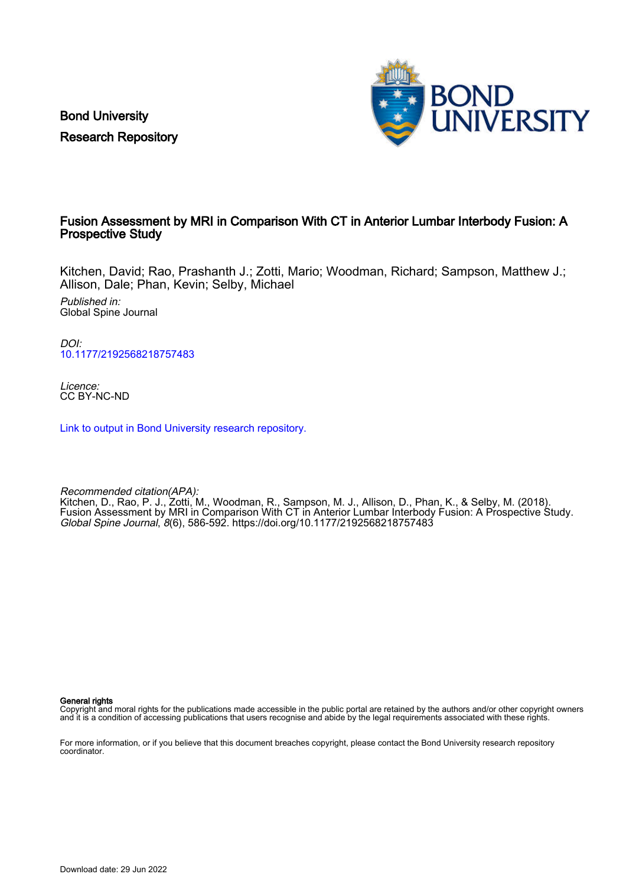Bond University
Research Repository

# Fusion Assessment by MRI in Comparison With CT in Anterior Lumbar Interbody Fusion: A Prospective Study

Kitchen, David; Rao, Prashanth J.; Zotti, Mario; Woodman, Richard; Sampson, Matthew J.; Allison, Dale; Phan, Kevin; Selby, Michael

*Published in:*
Global Spine Journal

*DOI:*
10.1177/2192568218757483

*Licence:*
CC BY-NC-ND

Link to output in Bond University research repository.

*Recommended citation(APA):*
Kitchen, D., Rao, P. J., Zotti, M., Woodman, R., Sampson, M. J., Allison, D., Phan, K., & Selby, M. (2018). Fusion Assessment by MRI in Comparison With CT in Anterior Lumbar Interbody Fusion: A Prospective Study. *Global Spine Journal*, *8*(6), 586-592. https://doi.org/10.1177/2192568218757483

**General rights**
Copyright and moral rights for the publications made accessible in the public portal are retained by the authors and/or other copyright owners and it is a condition of accessing publications that users recognise and abide by the legal requirements associated with these rights.

For more information, or if you believe that this document breaches copyright, please contact the Bond University research repository coordinator.

Download date: 29 Jun 2022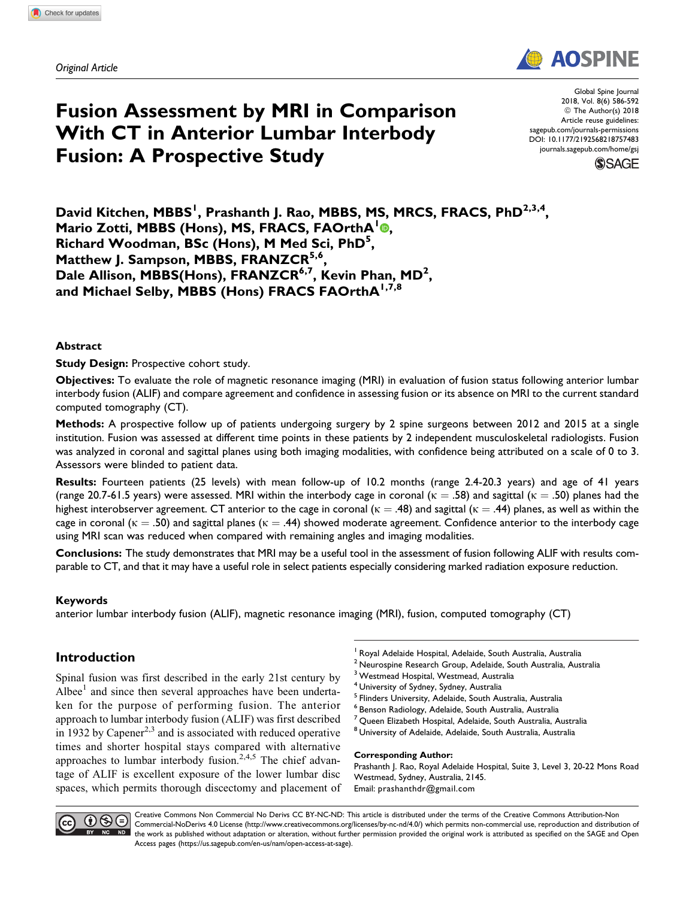Original Article

# Fusion Assessment by MRI in Comparison With CT in Anterior Lumbar Interbody Fusion: A Prospective Study

Global Spine Journal
2018, Vol. 8(6) 586-592
© The Author(s) 2018
Article reuse guidelines:
sagepub.com/journals-permissions
DOI: 10.1177/2192568218757483
journals.sagepub.com/home/gsj

**David Kitchen, MBBS[1], Prashanth J. Rao, MBBS, MS, MRCS, FRACS, PhD[2,3,4], Mario Zotti, MBBS (Hons), MS, FRACS, FAOrthA[1], Richard Woodman, BSc (Hons), M Med Sci, PhD[5], Matthew J. Sampson, MBBS, FRANZCR[5,6], Dale Allison, MBBS(Hons), FRANZCR[6,7], Kevin Phan, MD[2], and Michael Selby, MBBS (Hons) FRACS FAOrthA[1,7,8]**

## Abstract

**Study Design:** Prospective cohort study.

**Objectives:** To evaluate the role of magnetic resonance imaging (MRI) in evaluation of fusion status following anterior lumbar interbody fusion (ALIF) and compare agreement and confidence in assessing fusion or its absence on MRI to the current standard computed tomography (CT).

**Methods:** A prospective follow up of patients undergoing surgery by 2 spine surgeons between 2012 and 2015 at a single institution. Fusion was assessed at different time points in these patients by 2 independent musculoskeletal radiologists. Fusion was analyzed in coronal and sagittal planes using both imaging modalities, with confidence being attributed on a scale of 0 to 3. Assessors were blinded to patient data.

**Results:** Fourteen patients (25 levels) with mean follow-up of 10.2 months (range 2.4-20.3 years) and age of 41 years (range 20.7-61.5 years) were assessed. MRI within the interbody cage in coronal ($\kappa = .58$) and sagittal ($\kappa = .50$) planes had the highest interobserver agreement. CT anterior to the cage in coronal ($\kappa = .48$) and sagittal ($\kappa = .44$) planes, as well as within the cage in coronal ($\kappa = .50$) and sagittal planes ($\kappa = .44$) showed moderate agreement. Confidence anterior to the interbody cage using MRI scan was reduced when compared with remaining angles and imaging modalities.

**Conclusions:** The study demonstrates that MRI may be a useful tool in the assessment of fusion following ALIF with results comparable to CT, and that it may have a useful role in select patients especially considering marked radiation exposure reduction.

### Keywords

anterior lumbar interbody fusion (ALIF), magnetic resonance imaging (MRI), fusion, computed tomography (CT)

## Introduction

Spinal fusion was first described in the early 21st century by Albee[1] and since then several approaches have been undertaken for the purpose of performing fusion. The anterior approach to lumbar interbody fusion (ALIF) was first described in 1932 by Capener[2,3] and is associated with reduced operative times and shorter hospital stays compared with alternative approaches to lumbar interbody fusion.[2,4,5] The chief advantage of ALIF is excellent exposure of the lower lumbar disc spaces, which permits thorough discectomy and placement of

[1] Royal Adelaide Hospital, Adelaide, South Australia, Australia
[2] Neurospine Research Group, Adelaide, South Australia, Australia
[3] Westmead Hospital, Westmead, Australia
[4] University of Sydney, Sydney, Australia
[5] Flinders University, Adelaide, South Australia, Australia
[6] Benson Radiology, Adelaide, South Australia, Australia
[7] Queen Elizabeth Hospital, Adelaide, South Australia, Australia
[8] University of Adelaide, Adelaide, South Australia, Australia

**Corresponding Author:**
Prashanth J. Rao, Royal Adelaide Hospital, Suite 3, Level 3, 20-22 Mons Road Westmead, Sydney, Australia, 2145.
Email: prashanthdr@gmail.com

Creative Commons Non Commercial No Derivs CC BY-NC-ND: This article is distributed under the terms of the Creative Commons Attribution-Non Commercial-NoDerivs 4.0 License (http://www.creativecommons.org/licenses/by-nc-nd/4.0/) which permits non-commercial use, reproduction and distribution of the work as published without adaptation or alteration, without further permission provided the original work is attributed as specified on the SAGE and Open Access pages (https://us.sagepub.com/en-us/nam/open-access-at-sage).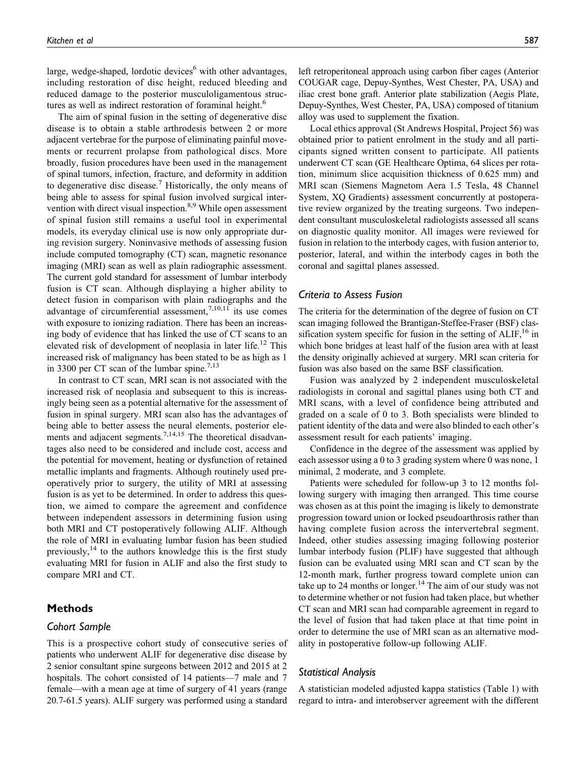large, wedge-shaped, lordotic devices[6] with other advantages, including restoration of disc height, reduced bleeding and reduced damage to the posterior musculoligamentous structures as well as indirect restoration of foraminal height.[6]

The aim of spinal fusion in the setting of degenerative disc disease is to obtain a stable arthrodesis between 2 or more adjacent vertebrae for the purpose of eliminating painful movements or recurrent prolapse from pathological discs. More broadly, fusion procedures have been used in the management of spinal tumors, infection, fracture, and deformity in addition to degenerative disc disease.[7] Historically, the only means of being able to assess for spinal fusion involved surgical intervention with direct visual inspection.[8,9] While open assessment of spinal fusion still remains a useful tool in experimental models, its everyday clinical use is now only appropriate during revision surgery. Noninvasive methods of assessing fusion include computed tomography (CT) scan, magnetic resonance imaging (MRI) scan as well as plain radiographic assessment. The current gold standard for assessment of lumbar interbody fusion is CT scan. Although displaying a higher ability to detect fusion in comparison with plain radiographs and the advantage of circumferential assessment,[7,10,11] its use comes with exposure to ionizing radiation. There has been an increasing body of evidence that has linked the use of CT scans to an elevated risk of development of neoplasia in later life.[12] This increased risk of malignancy has been stated to be as high as 1 in 3300 per CT scan of the lumbar spine.[7,13]

In contrast to CT scan, MRI scan is not associated with the increased risk of neoplasia and subsequent to this is increasingly being seen as a potential alternative for the assessment of fusion in spinal surgery. MRI scan also has the advantages of being able to better assess the neural elements, posterior elements and adjacent segments.[7,14,15] The theoretical disadvantages also need to be considered and include cost, access and the potential for movement, heating or dysfunction of retained metallic implants and fragments. Although routinely used preoperatively prior to surgery, the utility of MRI at assessing fusion is as yet to be determined. In order to address this question, we aimed to compare the agreement and confidence between independent assessors in determining fusion using both MRI and CT postoperatively following ALIF. Although the role of MRI in evaluating lumbar fusion has been studied previously,[14] to the authors knowledge this is the first study evaluating MRI for fusion in ALIF and also the first study to compare MRI and CT.

## Methods

### Cohort Sample

This is a prospective cohort study of consecutive series of patients who underwent ALIF for degenerative disc disease by 2 senior consultant spine surgeons between 2012 and 2015 at 2 hospitals. The cohort consisted of 14 patients—7 male and 7 female—with a mean age at time of surgery of 41 years (range 20.7-61.5 years). ALIF surgery was performed using a standard left retroperitoneal approach using carbon fiber cages (Anterior COUGAR cage, Depuy-Synthes, West Chester, PA, USA) and iliac crest bone graft. Anterior plate stabilization (Aegis Plate, Depuy-Synthes, West Chester, PA, USA) composed of titanium alloy was used to supplement the fixation.

Local ethics approval (St Andrews Hospital, Project 56) was obtained prior to patient enrolment in the study and all participants signed written consent to participate. All patients underwent CT scan (GE Healthcare Optima, 64 slices per rotation, minimum slice acquisition thickness of 0.625 mm) and MRI scan (Siemens Magnetom Aera 1.5 Tesla, 48 Channel System, XQ Gradients) assessment concurrently at postoperative review organized by the treating surgeons. Two independent consultant musculoskeletal radiologists assessed all scans on diagnostic quality monitor. All images were reviewed for fusion in relation to the interbody cages, with fusion anterior to, posterior, lateral, and within the interbody cages in both the coronal and sagittal planes assessed.

### Criteria to Assess Fusion

The criteria for the determination of the degree of fusion on CT scan imaging followed the Brantigan-Steffee-Fraser (BSF) classification system specific for fusion in the setting of ALIF,[16] in which bone bridges at least half of the fusion area with at least the density originally achieved at surgery. MRI scan criteria for fusion was also based on the same BSF classification.

Fusion was analyzed by 2 independent musculoskeletal radiologists in coronal and sagittal planes using both CT and MRI scans, with a level of confidence being attributed and graded on a scale of 0 to 3. Both specialists were blinded to patient identity of the data and were also blinded to each other's assessment result for each patients' imaging.

Confidence in the degree of the assessment was applied by each assessor using a 0 to 3 grading system where 0 was none, 1 minimal, 2 moderate, and 3 complete.

Patients were scheduled for follow-up 3 to 12 months following surgery with imaging then arranged. This time course was chosen as at this point the imaging is likely to demonstrate progression toward union or locked pseudoarthrosis rather than having complete fusion across the intervertebral segment. Indeed, other studies assessing imaging following posterior lumbar interbody fusion (PLIF) have suggested that although fusion can be evaluated using MRI scan and CT scan by the 12-month mark, further progress toward complete union can take up to 24 months or longer.[14] The aim of our study was not to determine whether or not fusion had taken place, but whether CT scan and MRI scan had comparable agreement in regard to the level of fusion that had taken place at that time point in order to determine the use of MRI scan as an alternative modality in postoperative follow-up following ALIF.

### Statistical Analysis

A statistician modeled adjusted kappa statistics (Table 1) with regard to intra- and interobserver agreement with the different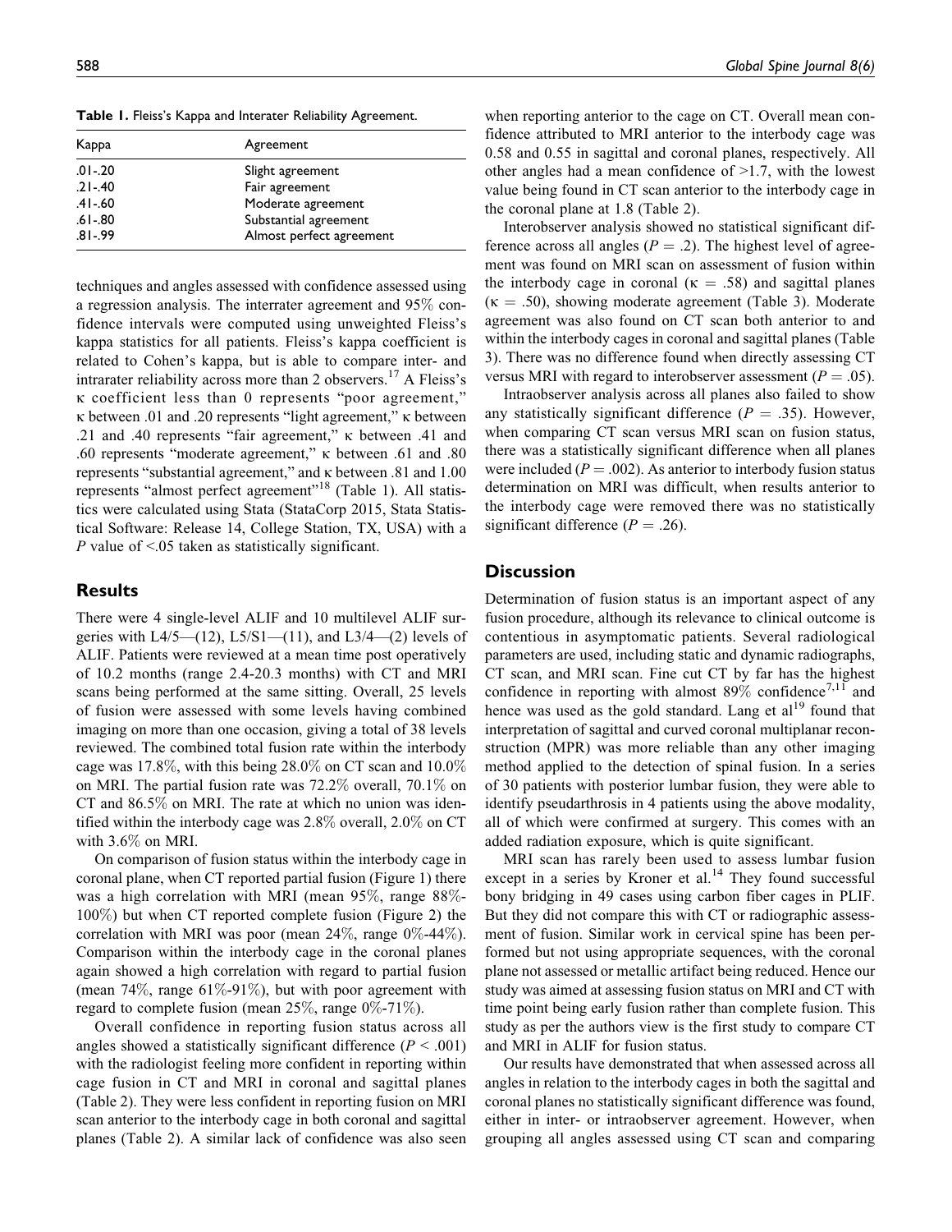**Table 1.** Fleiss's Kappa and Interater Reliability Agreement.

| Kappa | Agreement |
|---|---|
| .01-.20 | Slight agreement |
| .21-.40 | Fair agreement |
| .41-.60 | Moderate agreement |
| .61-.80 | Substantial agreement |
| .81-.99 | Almost perfect agreement |

techniques and angles assessed with confidence assessed using a regression analysis. The interrater agreement and 95% confidence intervals were computed using unweighted Fleiss's kappa statistics for all patients. Fleiss's kappa coefficient is related to Cohen's kappa, but is able to compare inter- and intrarater reliability across more than 2 observers.[17] A Fleiss's κ coefficient less than 0 represents "poor agreement," κ between .01 and .20 represents "light agreement," κ between .21 and .40 represents "fair agreement," κ between .41 and .60 represents "moderate agreement," κ between .61 and .80 represents "substantial agreement," and κ between .81 and 1.00 represents "almost perfect agreement"[18] (Table 1). All statistics were calculated using Stata (StataCorp 2015, Stata Statistical Software: Release 14, College Station, TX, USA) with a *P* value of <.05 taken as statistically significant.

## Results

There were 4 single-level ALIF and 10 multilevel ALIF surgeries with L4/5—(12), L5/S1—(11), and L3/4—(2) levels of ALIF. Patients were reviewed at a mean time post operatively of 10.2 months (range 2.4-20.3 months) with CT and MRI scans being performed at the same sitting. Overall, 25 levels of fusion were assessed with some levels having combined imaging on more than one occasion, giving a total of 38 levels reviewed. The combined total fusion rate within the interbody cage was 17.8%, with this being 28.0% on CT scan and 10.0% on MRI. The partial fusion rate was 72.2% overall, 70.1% on CT and 86.5% on MRI. The rate at which no union was identified within the interbody cage was 2.8% overall, 2.0% on CT with 3.6% on MRI.

On comparison of fusion status within the interbody cage in coronal plane, when CT reported partial fusion (Figure 1) there was a high correlation with MRI (mean 95%, range 88%-100%) but when CT reported complete fusion (Figure 2) the correlation with MRI was poor (mean 24%, range 0%-44%). Comparison within the interbody cage in the coronal planes again showed a high correlation with regard to partial fusion (mean 74%, range 61%-91%), but with poor agreement with regard to complete fusion (mean 25%, range 0%-71%).

Overall confidence in reporting fusion status across all angles showed a statistically significant difference ($P < .001$) with the radiologist feeling more confident in reporting within cage fusion in CT and MRI in coronal and sagittal planes (Table 2). They were less confident in reporting fusion on MRI scan anterior to the interbody cage in both coronal and sagittal planes (Table 2). A similar lack of confidence was also seen when reporting anterior to the cage on CT. Overall mean confidence attributed to MRI anterior to the interbody cage was 0.58 and 0.55 in sagittal and coronal planes, respectively. All other angles had a mean confidence of >1.7, with the lowest value being found in CT scan anterior to the interbody cage in the coronal plane at 1.8 (Table 2).

Interobserver analysis showed no statistical significant difference across all angles ($P = .2$). The highest level of agreement was found on MRI scan on assessment of fusion within the interbody cage in coronal ($\kappa = .58$) and sagittal planes ($\kappa = .50$), showing moderate agreement (Table 3). Moderate agreement was also found on CT scan both anterior to and within the interbody cages in coronal and sagittal planes (Table 3). There was no difference found when directly assessing CT versus MRI with regard to interobserver assessment ($P = .05$).

Intraobserver analysis across all planes also failed to show any statistically significant difference ($P = .35$). However, when comparing CT scan versus MRI scan on fusion status, there was a statistically significant difference when all planes were included ($P = .002$). As anterior to interbody fusion status determination on MRI was difficult, when results anterior to the interbody cage were removed there was no statistically significant difference ($P = .26$).

## Discussion

Determination of fusion status is an important aspect of any fusion procedure, although its relevance to clinical outcome is contentious in asymptomatic patients. Several radiological parameters are used, including static and dynamic radiographs, CT scan, and MRI scan. Fine cut CT by far has the highest confidence in reporting with almost 89% confidence[7,11] and hence was used as the gold standard. Lang et al[19] found that interpretation of sagittal and curved coronal multiplanar reconstruction (MPR) was more reliable than any other imaging method applied to the detection of spinal fusion. In a series of 30 patients with posterior lumbar fusion, they were able to identify pseudarthrosis in 4 patients using the above modality, all of which were confirmed at surgery. This comes with an added radiation exposure, which is quite significant.

MRI scan has rarely been used to assess lumbar fusion except in a series by Kroner et al.[14] They found successful bony bridging in 49 cases using carbon fiber cages in PLIF. But they did not compare this with CT or radiographic assessment of fusion. Similar work in cervical spine has been performed but not using appropriate sequences, with the coronal plane not assessed or metallic artifact being reduced. Hence our study was aimed at assessing fusion status on MRI and CT with time point being early fusion rather than complete fusion. This study as per the authors view is the first study to compare CT and MRI in ALIF for fusion status.

Our results have demonstrated that when assessed across all angles in relation to the interbody cages in both the sagittal and coronal planes no statistically significant difference was found, either in inter- or intraobserver agreement. However, when grouping all angles assessed using CT scan and comparing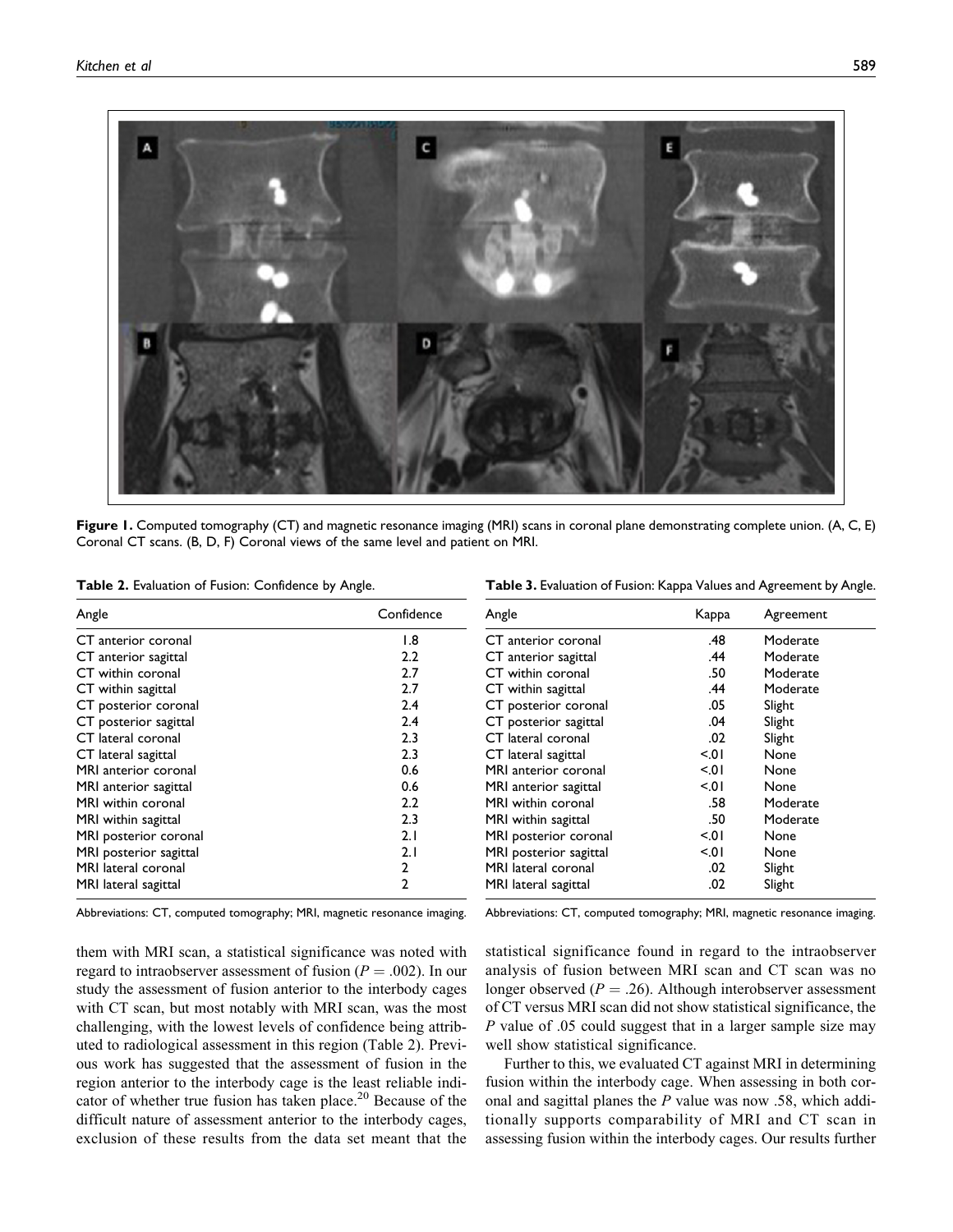**Figure 1.** Computed tomography (CT) and magnetic resonance imaging (MRI) scans in coronal plane demonstrating complete union. (A, C, E) Coronal CT scans. (B, D, F) Coronal views of the same level and patient on MRI.

**Table 2.** Evaluation of Fusion: Confidence by Angle.

| Angle | Confidence |
|---|---|
| CT anterior coronal | 1.8 |
| CT anterior sagittal | 2.2 |
| CT within coronal | 2.7 |
| CT within sagittal | 2.7 |
| CT posterior coronal | 2.4 |
| CT posterior sagittal | 2.4 |
| CT lateral coronal | 2.3 |
| CT lateral sagittal | 2.3 |
| MRI anterior coronal | 0.6 |
| MRI anterior sagittal | 0.6 |
| MRI within coronal | 2.2 |
| MRI within sagittal | 2.3 |
| MRI posterior coronal | 2.1 |
| MRI posterior sagittal | 2.1 |
| MRI lateral coronal | 2 |
| MRI lateral sagittal | 2 |

Abbreviations: CT, computed tomography; MRI, magnetic resonance imaging.

**Table 3.** Evaluation of Fusion: Kappa Values and Agreement by Angle.

| Angle | Kappa | Agreement |
|---|---|---|
| CT anterior coronal | .48 | Moderate |
| CT anterior sagittal | .44 | Moderate |
| CT within coronal | .50 | Moderate |
| CT within sagittal | .44 | Moderate |
| CT posterior coronal | .05 | Slight |
| CT posterior sagittal | .04 | Slight |
| CT lateral coronal | .02 | Slight |
| CT lateral sagittal | <.01 | None |
| MRI anterior coronal | <.01 | None |
| MRI anterior sagittal | <.01 | None |
| MRI within coronal | .58 | Moderate |
| MRI within sagittal | .50 | Moderate |
| MRI posterior coronal | <.01 | None |
| MRI posterior sagittal | <.01 | None |
| MRI lateral coronal | .02 | Slight |
| MRI lateral sagittal | .02 | Slight |

Abbreviations: CT, computed tomography; MRI, magnetic resonance imaging.

them with MRI scan, a statistical significance was noted with regard to intraobserver assessment of fusion ($P = .002$). In our study the assessment of fusion anterior to the interbody cages with CT scan, but most notably with MRI scan, was the most challenging, with the lowest levels of confidence being attributed to radiological assessment in this region (Table 2). Previous work has suggested that the assessment of fusion in the region anterior to the interbody cage is the least reliable indicator of whether true fusion has taken place.[20] Because of the difficult nature of assessment anterior to the interbody cages, exclusion of these results from the data set meant that the statistical significance found in regard to the intraobserver analysis of fusion between MRI scan and CT scan was no longer observed ($P = .26$). Although interobserver assessment of CT versus MRI scan did not show statistical significance, the $P$ value of .05 could suggest that in a larger sample size may well show statistical significance.

Further to this, we evaluated CT against MRI in determining fusion within the interbody cage. When assessing in both coronal and sagittal planes the $P$ value was now .58, which additionally supports comparability of MRI and CT scan in assessing fusion within the interbody cages. Our results further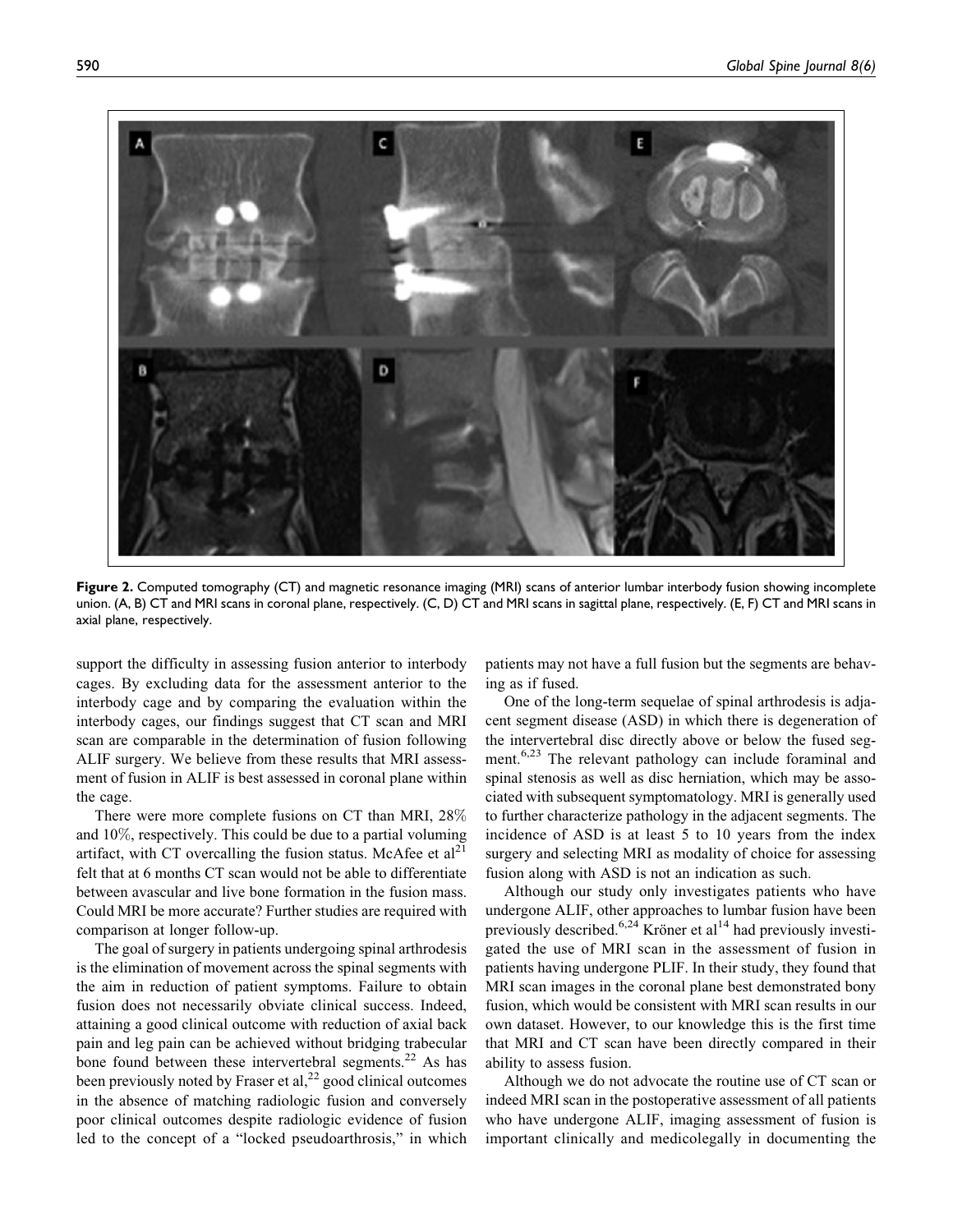**Figure 2.** Computed tomography (CT) and magnetic resonance imaging (MRI) scans of anterior lumbar interbody fusion showing incomplete union. (A, B) CT and MRI scans in coronal plane, respectively. (C, D) CT and MRI scans in sagittal plane, respectively. (E, F) CT and MRI scans in axial plane, respectively.

support the difficulty in assessing fusion anterior to interbody cages. By excluding data for the assessment anterior to the interbody cage and by comparing the evaluation within the interbody cages, our findings suggest that CT scan and MRI scan are comparable in the determination of fusion following ALIF surgery. We believe from these results that MRI assessment of fusion in ALIF is best assessed in coronal plane within the cage.

There were more complete fusions on CT than MRI, 28% and 10%, respectively. This could be due to a partial voluming artifact, with CT overcalling the fusion status. McAfee et al[21] felt that at 6 months CT scan would not be able to differentiate between avascular and live bone formation in the fusion mass. Could MRI be more accurate? Further studies are required with comparison at longer follow-up.

The goal of surgery in patients undergoing spinal arthrodesis is the elimination of movement across the spinal segments with the aim in reduction of patient symptoms. Failure to obtain fusion does not necessarily obviate clinical success. Indeed, attaining a good clinical outcome with reduction of axial back pain and leg pain can be achieved without bridging trabecular bone found between these intervertebral segments.[22] As has been previously noted by Fraser et al,[22] good clinical outcomes in the absence of matching radiologic fusion and conversely poor clinical outcomes despite radiologic evidence of fusion led to the concept of a "locked pseudoarthrosis," in which patients may not have a full fusion but the segments are behaving as if fused.

One of the long-term sequelae of spinal arthrodesis is adjacent segment disease (ASD) in which there is degeneration of the intervertebral disc directly above or below the fused segment.[6,23] The relevant pathology can include foraminal and spinal stenosis as well as disc herniation, which may be associated with subsequent symptomatology. MRI is generally used to further characterize pathology in the adjacent segments. The incidence of ASD is at least 5 to 10 years from the index surgery and selecting MRI as modality of choice for assessing fusion along with ASD is not an indication as such.

Although our study only investigates patients who have undergone ALIF, other approaches to lumbar fusion have been previously described.[6,24] Kröner et al[14] had previously investigated the use of MRI scan in the assessment of fusion in patients having undergone PLIF. In their study, they found that MRI scan images in the coronal plane best demonstrated bony fusion, which would be consistent with MRI scan results in our own dataset. However, to our knowledge this is the first time that MRI and CT scan have been directly compared in their ability to assess fusion.

Although we do not advocate the routine use of CT scan or indeed MRI scan in the postoperative assessment of all patients who have undergone ALIF, imaging assessment of fusion is important clinically and medicolegally in documenting the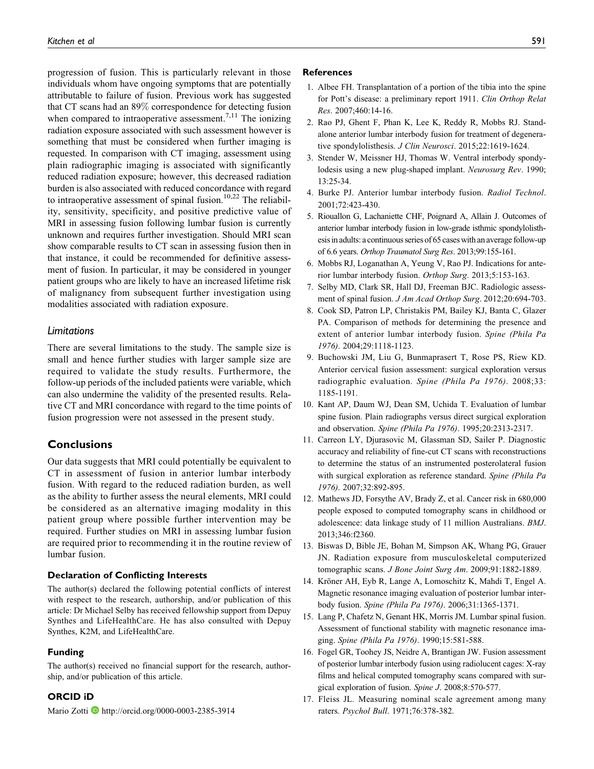progression of fusion. This is particularly relevant in those individuals whom have ongoing symptoms that are potentially attributable to failure of fusion. Previous work has suggested that CT scans had an 89% correspondence for detecting fusion when compared to intraoperative assessment.[7,11] The ionizing radiation exposure associated with such assessment however is something that must be considered when further imaging is requested. In comparison with CT imaging, assessment using plain radiographic imaging is associated with significantly reduced radiation exposure; however, this decreased radiation burden is also associated with reduced concordance with regard to intraoperative assessment of spinal fusion.[10,22] The reliability, sensitivity, specificity, and positive predictive value of MRI in assessing fusion following lumbar fusion is currently unknown and requires further investigation. Should MRI scan show comparable results to CT scan in assessing fusion then in that instance, it could be recommended for definitive assessment of fusion. In particular, it may be considered in younger patient groups who are likely to have an increased lifetime risk of malignancy from subsequent further investigation using modalities associated with radiation exposure.

### Limitations

There are several limitations to the study. The sample size is small and hence further studies with larger sample size are required to validate the study results. Furthermore, the follow-up periods of the included patients were variable, which can also undermine the validity of the presented results. Relative CT and MRI concordance with regard to the time points of fusion progression were not assessed in the present study.

## Conclusions

Our data suggests that MRI could potentially be equivalent to CT in assessment of fusion in anterior lumbar interbody fusion. With regard to the reduced radiation burden, as well as the ability to further assess the neural elements, MRI could be considered as an alternative imaging modality in this patient group where possible further intervention may be required. Further studies on MRI in assessing lumbar fusion are required prior to recommending it in the routine review of lumbar fusion.

### Declaration of Conflicting Interests

The author(s) declared the following potential conflicts of interest with respect to the research, authorship, and/or publication of this article: Dr Michael Selby has received fellowship support from Depuy Synthes and LifeHealthCare. He has also consulted with Depuy Synthes, K2M, and LifeHealthCare.

### Funding

The author(s) received no financial support for the research, authorship, and/or publication of this article.

### ORCID iD

Mario Zotti http://orcid.org/0000-0003-2385-3914

### References

1. Albee FH. Transplantation of a portion of the tibia into the spine for Pott's disease: a preliminary report 1911. *Clin Orthop Relat Res*. 2007;460:14-16.
2. Rao PJ, Ghent F, Phan K, Lee K, Reddy R, Mobbs RJ. Stand-alone anterior lumbar interbody fusion for treatment of degenerative spondylolisthesis. *J Clin Neurosci*. 2015;22:1619-1624.
3. Stender W, Meissner HJ, Thomas W. Ventral interbody spondylodesis using a new plug-shaped implant. *Neurosurg Rev*. 1990;13:25-34.
4. Burke PJ. Anterior lumbar interbody fusion. *Radiol Technol*. 2001;72:423-430.
5. Riouallon G, Lachaniette CHF, Poignard A, Allain J. Outcomes of anterior lumbar interbody fusion in low-grade isthmic spondylolisthesis in adults: a continuous series of 65 cases with an average follow-up of 6.6 years. *Orthop Traumatol Surg Res*. 2013;99:155-161.
6. Mobbs RJ, Loganathan A, Yeung V, Rao PJ. Indications for anterior lumbar interbody fusion. *Orthop Surg*. 2013;5:153-163.
7. Selby MD, Clark SR, Hall DJ, Freeman BJC. Radiologic assessment of spinal fusion. *J Am Acad Orthop Surg*. 2012;20:694-703.
8. Cook SD, Patron LP, Christakis PM, Bailey KJ, Banta C, Glazer PA. Comparison of methods for determining the presence and extent of anterior lumbar interbody fusion. *Spine (Phila Pa 1976)*. 2004;29:1118-1123.
9. Buchowski JM, Liu G, Bunmaprasert T, Rose PS, Riew KD. Anterior cervical fusion assessment: surgical exploration versus radiographic evaluation. *Spine (Phila Pa 1976)*. 2008;33:1185-1191.
10. Kant AP, Daum WJ, Dean SM, Uchida T. Evaluation of lumbar spine fusion. Plain radiographs versus direct surgical exploration and observation. *Spine (Phila Pa 1976)*. 1995;20:2313-2317.
11. Carreon LY, Djurasovic M, Glassman SD, Sailer P. Diagnostic accuracy and reliability of fine-cut CT scans with reconstructions to determine the status of an instrumented posterolateral fusion with surgical exploration as reference standard. *Spine (Phila Pa 1976)*. 2007;32:892-895.
12. Mathews JD, Forsythe AV, Brady Z, et al. Cancer risk in 680,000 people exposed to computed tomography scans in childhood or adolescence: data linkage study of 11 million Australians. *BMJ*. 2013;346:f2360.
13. Biswas D, Bible JE, Bohan M, Simpson AK, Whang PG, Grauer JN. Radiation exposure from musculoskeletal computerized tomographic scans. *J Bone Joint Surg Am*. 2009;91:1882-1889.
14. Kröner AH, Eyb R, Lange A, Lomoschitz K, Mahdi T, Engel A. Magnetic resonance imaging evaluation of posterior lumbar interbody fusion. *Spine (Phila Pa 1976)*. 2006;31:1365-1371.
15. Lang P, Chafetz N, Genant HK, Morris JM. Lumbar spinal fusion. Assessment of functional stability with magnetic resonance imaging. *Spine (Phila Pa 1976)*. 1990;15:581-588.
16. Fogel GR, Toohey JS, Neidre A, Brantigan JW. Fusion assessment of posterior lumbar interbody fusion using radiolucent cages: X-ray films and helical computed tomography scans compared with surgical exploration of fusion. *Spine J*. 2008;8:570-577.
17. Fleiss JL. Measuring nominal scale agreement among many raters. *Psychol Bull*. 1971;76:378-382.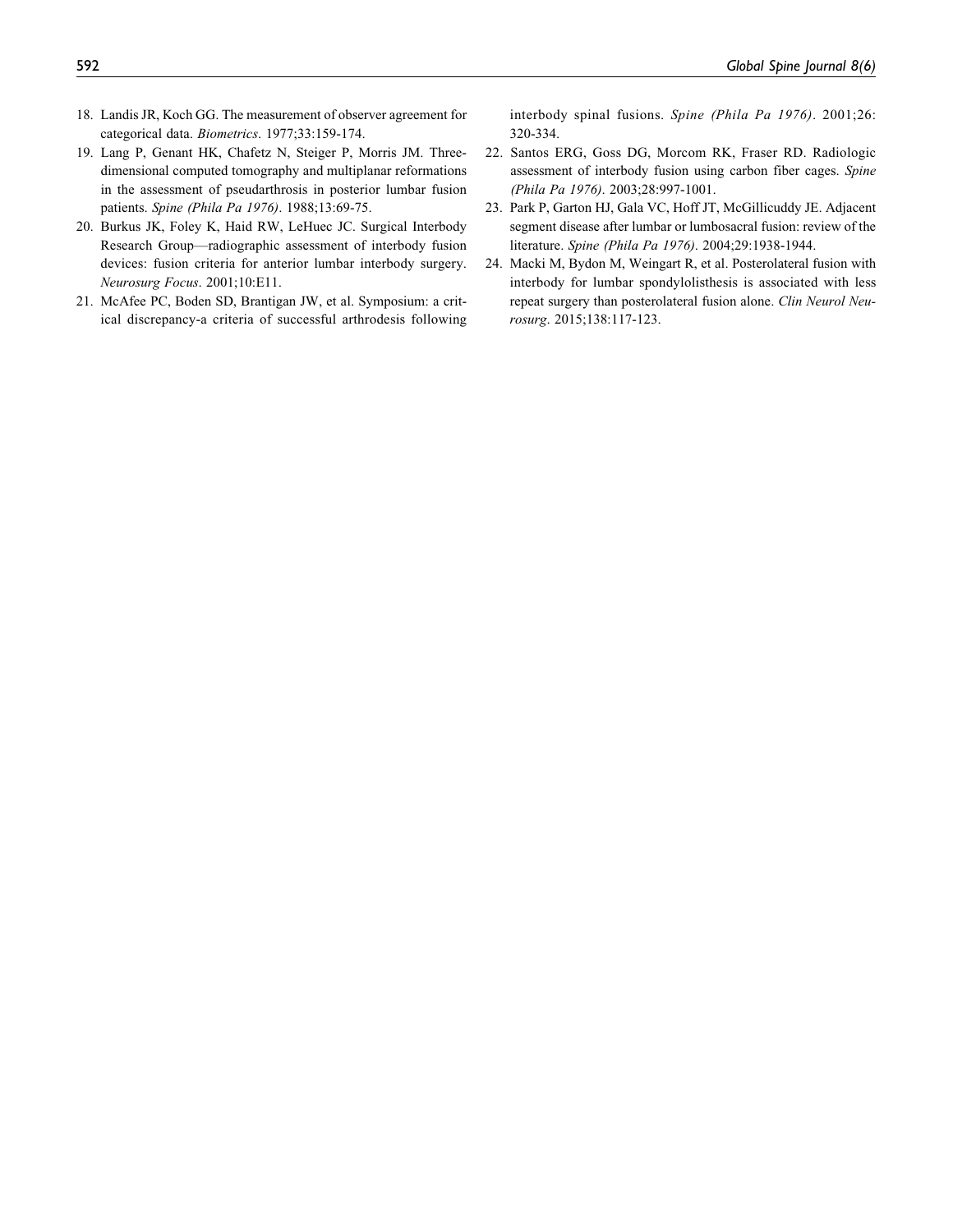18. Landis JR, Koch GG. The measurement of observer agreement for categorical data. *Biometrics*. 1977;33:159-174.
19. Lang P, Genant HK, Chafetz N, Steiger P, Morris JM. Three-dimensional computed tomography and multiplanar reformations in the assessment of pseudarthrosis in posterior lumbar fusion patients. *Spine (Phila Pa 1976)*. 1988;13:69-75.
20. Burkus JK, Foley K, Haid RW, LeHuec JC. Surgical Interbody Research Group—radiographic assessment of interbody fusion devices: fusion criteria for anterior lumbar interbody surgery. *Neurosurg Focus*. 2001;10:E11.
21. McAfee PC, Boden SD, Brantigan JW, et al. Symposium: a critical discrepancy-a criteria of successful arthrodesis following interbody spinal fusions. *Spine (Phila Pa 1976)*. 2001;26: 320-334.
22. Santos ERG, Goss DG, Morcom RK, Fraser RD. Radiologic assessment of interbody fusion using carbon fiber cages. *Spine (Phila Pa 1976)*. 2003;28:997-1001.
23. Park P, Garton HJ, Gala VC, Hoff JT, McGillicuddy JE. Adjacent segment disease after lumbar or lumbosacral fusion: review of the literature. *Spine (Phila Pa 1976)*. 2004;29:1938-1944.
24. Macki M, Bydon M, Weingart R, et al. Posterolateral fusion with interbody for lumbar spondylolisthesis is associated with less repeat surgery than posterolateral fusion alone. *Clin Neurol Neurosurg*. 2015;138:117-123.